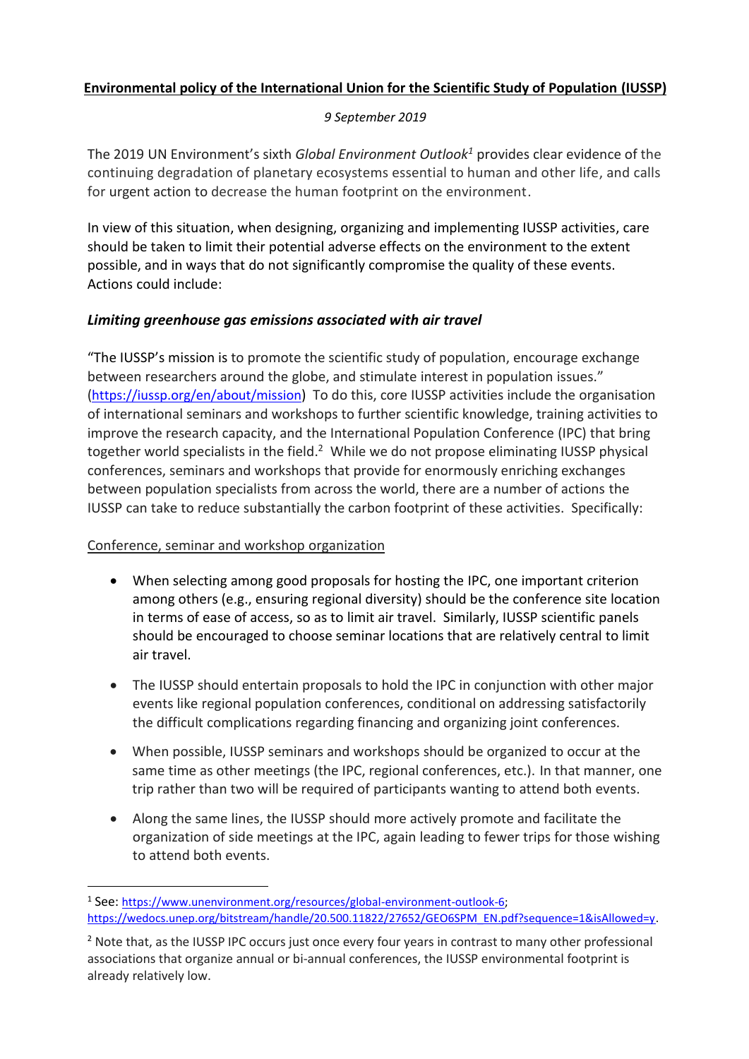**Environmental policy of the International Union for the Scientific Study of Population (IUSSP)**

*9 September 2019*

The 2019 UN Environment's sixth *Global Environment Outlook*[1] provides clear evidence of the continuing degradation of planetary ecosystems essential to human and other life, and calls for urgent action to decrease the human footprint on the environment.

In view of this situation, when designing, organizing and implementing IUSSP activities, care should be taken to limit their potential adverse effects on the environment to the extent possible, and in ways that do not significantly compromise the quality of these events. Actions could include:

### *Limiting greenhouse gas emissions associated with air travel*

"The IUSSP's mission is to promote the scientific study of population, encourage exchange between researchers around the globe, and stimulate interest in population issues." (https://iussp.org/en/about/mission) To do this, core IUSSP activities include the organisation of international seminars and workshops to further scientific knowledge, training activities to improve the research capacity, and the International Population Conference (IPC) that bring together world specialists in the field.[2] While we do not propose eliminating IUSSP physical conferences, seminars and workshops that provide for enormously enriching exchanges between population specialists from across the world, there are a number of actions the IUSSP can take to reduce substantially the carbon footprint of these activities. Specifically:

Conference, seminar and workshop organization

- When selecting among good proposals for hosting the IPC, one important criterion among others (e.g., ensuring regional diversity) should be the conference site location in terms of ease of access, so as to limit air travel. Similarly, IUSSP scientific panels should be encouraged to choose seminar locations that are relatively central to limit air travel.
- The IUSSP should entertain proposals to hold the IPC in conjunction with other major events like regional population conferences, conditional on addressing satisfactorily the difficult complications regarding financing and organizing joint conferences.
- When possible, IUSSP seminars and workshops should be organized to occur at the same time as other meetings (the IPC, regional conferences, etc.). In that manner, one trip rather than two will be required of participants wanting to attend both events.
- Along the same lines, the IUSSP should more actively promote and facilitate the organization of side meetings at the IPC, again leading to fewer trips for those wishing to attend both events.

---

[1] See: https://www.unenvironment.org/resources/global-environment-outlook-6; https://wedocs.unep.org/bitstream/handle/20.500.11822/27652/GEO6SPM_EN.pdf?sequence=1&isAllowed=y.

[2] Note that, as the IUSSP IPC occurs just once every four years in contrast to many other professional associations that organize annual or bi-annual conferences, the IUSSP environmental footprint is already relatively low.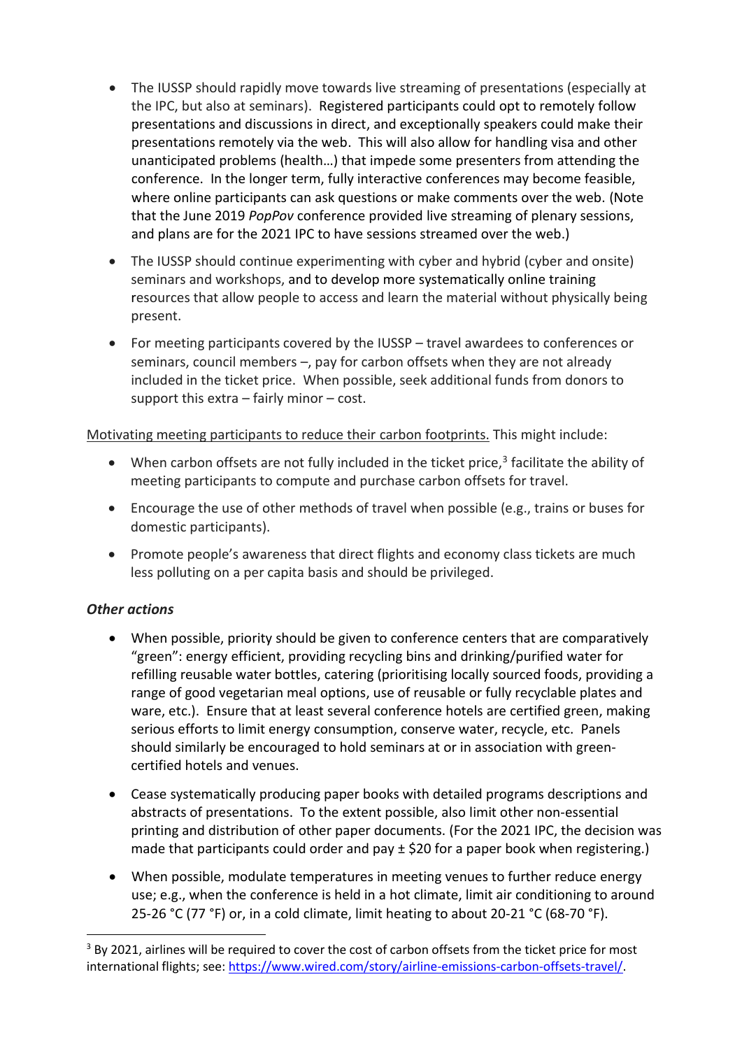- The IUSSP should rapidly move towards live streaming of presentations (especially at the IPC, but also at seminars). Registered participants could opt to remotely follow presentations and discussions in direct, and exceptionally speakers could make their presentations remotely via the web. This will also allow for handling visa and other unanticipated problems (health…) that impede some presenters from attending the conference. In the longer term, fully interactive conferences may become feasible, where online participants can ask questions or make comments over the web. (Note that the June 2019 *PopPov* conference provided live streaming of plenary sessions, and plans are for the 2021 IPC to have sessions streamed over the web.)

- The IUSSP should continue experimenting with cyber and hybrid (cyber and onsite) seminars and workshops, and to develop more systematically online training resources that allow people to access and learn the material without physically being present.

- For meeting participants covered by the IUSSP – travel awardees to conferences or seminars, council members –, pay for carbon offsets when they are not already included in the ticket price. When possible, seek additional funds from donors to support this extra – fairly minor – cost.

<u>Motivating meeting participants to reduce their carbon footprints.</u> This might include:

- When carbon offsets are not fully included in the ticket price,[3] facilitate the ability of meeting participants to compute and purchase carbon offsets for travel.

- Encourage the use of other methods of travel when possible (e.g., trains or buses for domestic participants).

- Promote people's awareness that direct flights and economy class tickets are much less polluting on a per capita basis and should be privileged.

### *Other actions*

- When possible, priority should be given to conference centers that are comparatively "green": energy efficient, providing recycling bins and drinking/purified water for refilling reusable water bottles, catering (prioritising locally sourced foods, providing a range of good vegetarian meal options, use of reusable or fully recyclable plates and ware, etc.). Ensure that at least several conference hotels are certified green, making serious efforts to limit energy consumption, conserve water, recycle, etc. Panels should similarly be encouraged to hold seminars at or in association with green-certified hotels and venues.

- Cease systematically producing paper books with detailed programs descriptions and abstracts of presentations. To the extent possible, also limit other non-essential printing and distribution of other paper documents. (For the 2021 IPC, the decision was made that participants could order and pay ± $20 for a paper book when registering.)

- When possible, modulate temperatures in meeting venues to further reduce energy use; e.g., when the conference is held in a hot climate, limit air conditioning to around 25-26 °C (77 °F) or, in a cold climate, limit heating to about 20-21 °C (68-70 °F).

---

[3] By 2021, airlines will be required to cover the cost of carbon offsets from the ticket price for most international flights; see: https://www.wired.com/story/airline-emissions-carbon-offsets-travel/.